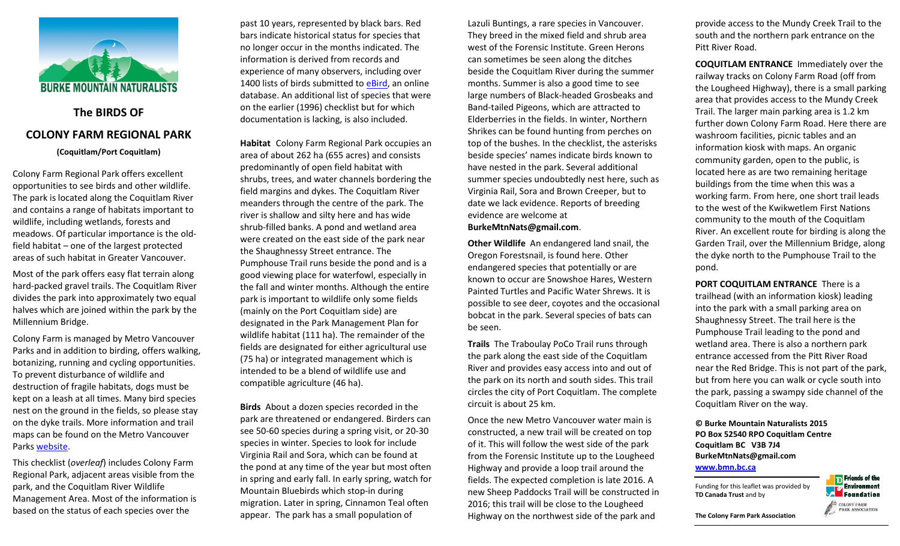BURKE MOUNTAIN NATURALISTS

## The BIRDS OF

# COLONY FARM REGIONAL PARK

**(Coquitlam/Port Coquitlam)**

Colony Farm Regional Park offers excellent opportunities to see birds and other wildlife. The park is located along the Coquitlam River and contains a range of habitats important to wildlife, including wetlands, forests and meadows. Of particular importance is the old-field habitat – one of the largest protected areas of such habitat in Greater Vancouver.

Most of the park offers easy flat terrain along hard-packed gravel trails. The Coquitlam River divides the park into approximately two equal halves which are joined within the park by the Millennium Bridge.

Colony Farm is managed by Metro Vancouver Parks and in addition to birding, offers walking, botanizing, running and cycling opportunities. To prevent disturbance of wildlife and destruction of fragile habitats, dogs must be kept on a leash at all times. Many bird species nest on the ground in the fields, so please stay on the dyke trails. More information and trail maps can be found on the Metro Vancouver Parks website.

This checklist (*overleaf*) includes Colony Farm Regional Park, adjacent areas visible from the park, and the Coquitlam River Wildlife Management Area. Most of the information is based on the status of each species over the past 10 years, represented by black bars. Red bars indicate historical status for species that no longer occur in the months indicated. The information is derived from records and experience of many observers, including over 1400 lists of birds submitted to eBird, an online database. An additional list of species that were on the earlier (1996) checklist but for which documentation is lacking, is also included.

**Habitat** Colony Farm Regional Park occupies an area of about 262 ha (655 acres) and consists predominantly of open field habitat with shrubs, trees, and water channels bordering the field margins and dykes. The Coquitlam River meanders through the centre of the park. The river is shallow and silty here and has wide shrub-filled banks. A pond and wetland area were created on the east side of the park near the Shaughnessy Street entrance. The Pumphouse Trail runs beside the pond and is a good viewing place for waterfowl, especially in the fall and winter months. Although the entire park is important to wildlife only some fields (mainly on the Port Coquitlam side) are designated in the Park Management Plan for wildlife habitat (111 ha). The remainder of the fields are designated for either agricultural use (75 ha) or integrated management which is intended to be a blend of wildlife use and compatible agriculture (46 ha).

**Birds** About a dozen species recorded in the park are threatened or endangered. Birders can see 50-60 species during a spring visit, or 20-30 species in winter. Species to look for include Virginia Rail and Sora, which can be found at the pond at any time of the year but most often in spring and early fall. In early spring, watch for Mountain Bluebirds which stop-in during migration. Later in spring, Cinnamon Teal often appear. The park has a small population of Lazuli Buntings, a rare species in Vancouver. They breed in the mixed field and shrub area west of the Forensic Institute. Green Herons can sometimes be seen along the ditches beside the Coquitlam River during the summer months. Summer is also a good time to see large numbers of Black-headed Grosbeaks and Band-tailed Pigeons, which are attracted to Elderberries in the fields. In winter, Northern Shrikes can be found hunting from perches on top of the bushes. In the checklist, the asterisks beside species' names indicate birds known to have nested in the park. Several additional summer species undoubtedly nest here, such as Virginia Rail, Sora and Brown Creeper, but to date we lack evidence. Reports of breeding evidence are welcome at **BurkeMtnNats@gmail.com**.

**Other Wildlife** An endangered land snail, the Oregon Forestsnail, is found here. Other endangered species that potentially or are known to occur are Snowshoe Hares, Western Painted Turtles and Pacific Water Shrews. It is possible to see deer, coyotes and the occasional bobcat in the park. Several species of bats can be seen.

**Trails** The Traboulay PoCo Trail runs through the park along the east side of the Coquitlam River and provides easy access into and out of the park on its north and south sides. This trail circles the city of Port Coquitlam. The complete circuit is about 25 km.

Once the new Metro Vancouver water main is constructed, a new trail will be created on top of it. This will follow the west side of the park from the Forensic Institute up to the Lougheed Highway and provide a loop trail around the fields. The expected completion is late 2016. A new Sheep Paddocks Trail will be constructed in 2016; this trail will be close to the Lougheed Highway on the northwest side of the park and provide access to the Mundy Creek Trail to the south and the northern park entrance on the Pitt River Road.

**COQUITLAM ENTRANCE** Immediately over the railway tracks on Colony Farm Road (off from the Lougheed Highway), there is a small parking area that provides access to the Mundy Creek Trail. The larger main parking area is 1.2 km further down Colony Farm Road. Here there are washroom facilities, picnic tables and an information kiosk with maps. An organic community garden, open to the public, is located here as are two remaining heritage buildings from the time when this was a working farm. From here, one short trail leads to the west of the Kwikwetlem First Nations community to the mouth of the Coquitlam River. An excellent route for birding is along the Garden Trail, over the Millennium Bridge, along the dyke north to the Pumphouse Trail to the pond.

**PORT COQUITLAM ENTRANCE** There is a trailhead (with an information kiosk) leading into the park with a small parking area on Shaughnessy Street. The trail here is the Pumphouse Trail leading to the pond and wetland area. There is also a northern park entrance accessed from the Pitt River Road near the Red Bridge. This is not part of the park, but from here you can walk or cycle south into the park, passing a swampy side channel of the Coquitlam River on the way.

**© Burke Mountain Naturalists 2015**
**PO Box 52540 RPO Coquitlam Centre**
**Coquitlam BC V3B 7J4**
**BurkeMtnNats@gmail.com**
**www.bmn.bc.ca**

Funding for this leaflet was provided by **TD Canada Trust** and by **The Colony Farm Park Association**

TD Friends of the Environment Foundation

COLONY FARM PARK ASSOCIATION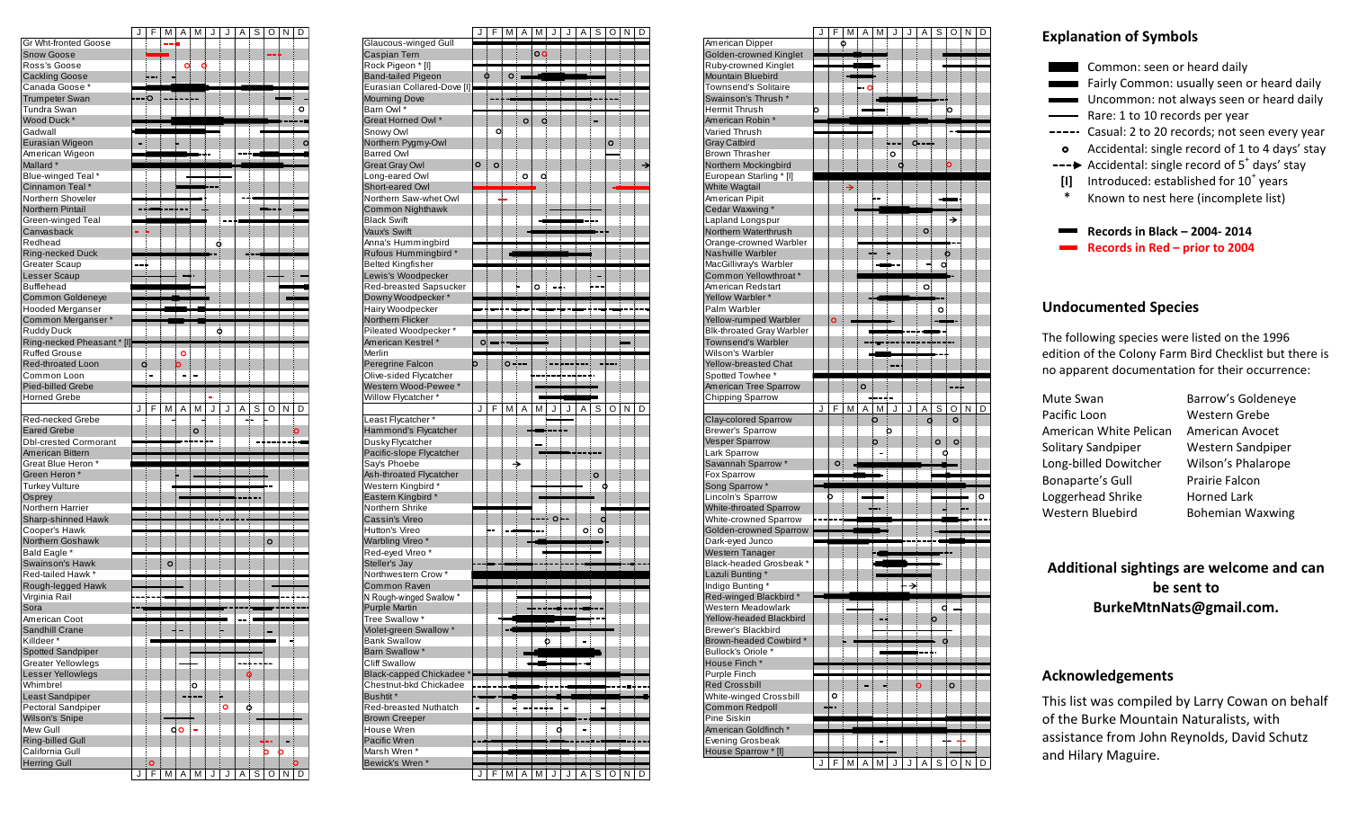J F M A M J J A S O N D

Gr Wht-fronted Goose
Snow Goose
Ross's Goose
Cackling Goose
Canada Goose *
Trumpeter Swan
Tundra Swan
Wood Duck *
Gadwall
Eurasian Wigeon
American Wigeon
Mallard *
Blue-winged Teal *
Cinnamon Teal *
Northern Shoveler
Northern Pintail
Green-winged Teal
Canvasback
Redhead
Ring-necked Duck
Greater Scaup
Lesser Scaup
Bufflehead
Common Goldeneye
Hooded Merganser
Common Merganser *
Ruddy Duck
Ring-necked Pheasant * [I]
Ruffed Grouse
Red-throated Loon
Common Loon
Pied-billed Grebe
Horned Grebe

J F M A M J J A S O N D

Red-necked Grebe
Eared Grebe
Dbl-crested Cormorant
American Bittern
Great Blue Heron *
Green Heron *
Turkey Vulture
Osprey
Northern Harrier
Sharp-shinned Hawk
Cooper's Hawk
Northern Goshawk
Bald Eagle *
Swainson's Hawk
Red-tailed Hawk *
Rough-legged Hawk
Virginia Rail
Sora
American Coot
Sandhill Crane
Killdeer *
Spotted Sandpiper
Greater Yellowlegs
Lesser Yellowlegs
Whimbrel
Least Sandpiper
Pectoral Sandpiper
Wilson's Snipe
Mew Gull
Ring-billed Gull
California Gull
Herring Gull

J F M A M J J A S O N D

J F M A M J J A S O N D

Glaucous-winged Gull
Caspian Tern
Rock Pigeon * [I]
Band-tailed Pigeon
Eurasian Collared-Dove [I]
Mourning Dove
Barn Owl *
Great Horned Owl *
Snowy Owl
Northern Pygmy-Owl
Barred Owl
Great Gray Owl
Long-eared Owl
Short-eared Owl
Northern Saw-whet Owl
Common Nighthawk
Black Swift
Vaux's Swift
Anna's Hummingbird
Rufous Hummingbird *
Belted Kingfisher
Lewis's Woodpecker
Red-breasted Sapsucker
Downy Woodpecker *
Hairy Woodpecker
Northern Flicker
Pileated Woodpecker *
American Kestrel *
Merlin
Peregrine Falcon
Olive-sided Flycatcher
Western Wood-Pewee *
Willow Flycatcher *

J F M A M J J A S O N D

Least Flycatcher *
Hammond's Flycatcher
Dusky Flycatcher
Pacific-slope Flycatcher
Say's Phoebe
Ash-throated Flycatcher
Western Kingbird *
Eastern Kingbird *
Northern Shrike
Cassin's Vireo
Hutton's Vireo
Warbling Vireo *
Red-eyed Vireo *
Steller's Jay
Northwestern Crow *
Common Raven
N Rough-winged Swallow *
Purple Martin
Tree Swallow *
Violet-green Swallow *
Bank Swallow
Barn Swallow *
Cliff Swallow
Black-capped Chickadee *
Chestnut-bkd Chickadee
Bushtit *
Red-breasted Nuthatch
Brown Creeper
House Wren
Pacific Wren
Marsh Wren *
Bewick's Wren *

J F M A M J J A S O N D

J F M A M J J A S O N D

American Dipper
Golden-crowned Kinglet
Ruby-crowned Kinglet
Mountain Bluebird
Townsend's Solitaire
Swainson's Thrush *
Hermit Thrush
American Robin *
Varied Thrush
Gray Catbird
Brown Thrasher
Northern Mockingbird
European Starling * [I]
White Wagtail
American Pipit
Cedar Waxwing *
Lapland Longspur
Northern Waterthrush
Orange-crowned Warbler
Nashville Warbler
MacGillivray's Warbler
Common Yellowthroat *
American Redstart
Yellow Warbler *
Palm Warbler
Yellow-rumped Warbler
Blk-throated Gray Warbler
Townsend's Warbler
Wilson's Warbler
Yellow-breasted Chat
Spotted Towhee *
American Tree Sparrow
Chipping Sparrow

J F M A M J J A S O N D

Clay-colored Sparrow
Brewer's Sparrow
Vesper Sparrow
Lark Sparrow
Savannah Sparrow *
Fox Sparrow
Song Sparrow *
Lincoln's Sparrow
White-throated Sparrow
White-crowned Sparrow
Golden-crowned Sparrow
Dark-eyed Junco
Western Tanager
Black-headed Grosbeak *
Lazuli Bunting *
Indigo Bunting *
Red-winged Blackbird *
Western Meadowlark
Yellow-headed Blackbird
Brewer's Blackbird
Brown-headed Cowbird *
Bullock's Oriole *
House Finch *
Purple Finch
Red Crossbill
White-winged Crossbill
Common Redpoll
Pine Siskin
American Goldfinch *
Evening Grosbeak
House Sparrow * [I]

J F M A M J J A S O N D

## Explanation of Symbols

- Common: seen or heard daily
- Fairly Common: usually seen or heard daily
- Uncommon: not always seen or heard daily
- Rare: 1 to 10 records per year
- Casual: 2 to 20 records; not seen every year
- o Accidental: single record of 1 to 4 days' stay
- ---► Accidental: single record of 5+ days' stay
- [I] Introduced: established for 10+ years
- \* Known to nest here (incomplete list)

**Records in Black – 2004- 2014**

**Records in Red – prior to 2004**

## Undocumented Species

The following species were listed on the 1996 edition of the Colony Farm Bird Checklist but there is no apparent documentation for their occurrence:

| | |
|---|---|
| Mute Swan | Barrow's Goldeneye |
| Pacific Loon | Western Grebe |
| American White Pelican | American Avocet |
| Solitary Sandpiper | Western Sandpiper |
| Long-billed Dowitcher | Wilson's Phalarope |
| Bonaparte's Gull | Prairie Falcon |
| Loggerhead Shrike | Horned Lark |
| Western Bluebird | Bohemian Waxwing |

**Additional sightings are welcome and can be sent to BurkeMtnNats@gmail.com.**

## Acknowledgements

This list was compiled by Larry Cowan on behalf of the Burke Mountain Naturalists, with assistance from John Reynolds, David Schutz and Hilary Maguire.